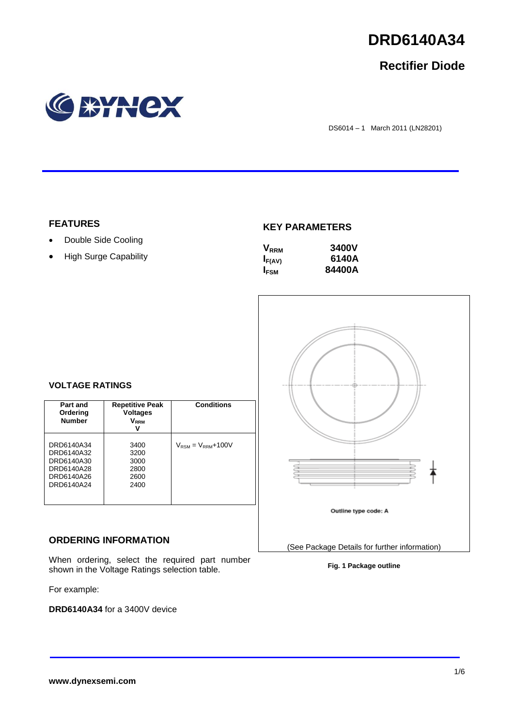# DRD6140A34

## Rectifier Diode

DS6014 – 1 March 2011 (LN28201)

### FEATURES

- Double Side Cooling
- High Surge Capability

### KEY PARAMETERS

| | |
|---|---|
| $V_{RRM}$ | 3400V |
| $I_{F(AV)}$ | 6140A |
| $I_{FSM}$ | 84400A |

### VOLTAGE RATINGS

| Part and Ordering Number | Repetitive Peak Voltages $V_{RRM}$ V | Conditions |
|---|---|---|
| DRD6140A34<br>DRD6140A32<br>DRD6140A30<br>DRD6140A28<br>DRD6140A26<br>DRD6140A24 | 3400<br>3200<br>3000<br>2800<br>2600<br>2400 | $V_{RSM} = V_{RRM}$+100V |

Outline type code: A

(See Package Details for further information)

**Fig. 1 Package outline**

### ORDERING INFORMATION

When ordering, select the required part number shown in the Voltage Ratings selection table.

For example:

**DRD6140A34** for a 3400V device

**www.dynexsemi.com**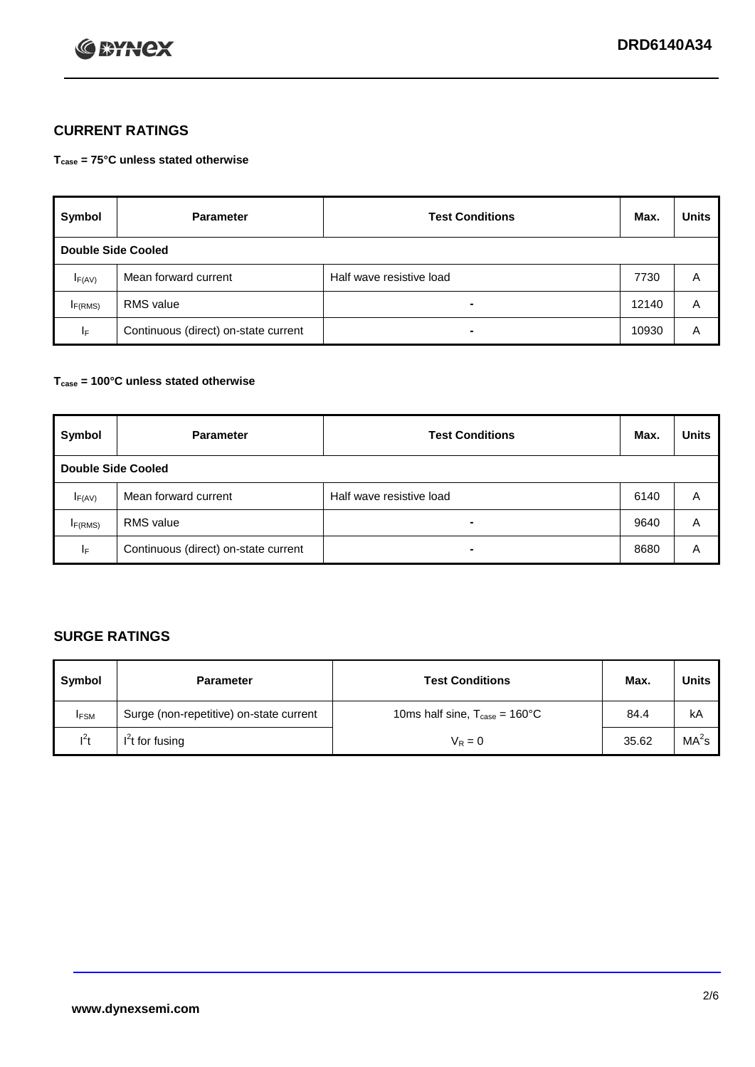## CURRENT RATINGS

**$T_{case}$ = 75°C unless stated otherwise**

| Symbol | Parameter | Test Conditions | Max. | Units |
|---|---|---|---|---|
| **Double Side Cooled** | | | | |
| $I_{F(AV)}$ | Mean forward current | Half wave resistive load | 7730 | A |
| $I_{F(RMS)}$ | RMS value | - | 12140 | A |
| $I_F$ | Continuous (direct) on-state current | - | 10930 | A |

**$T_{case}$ = 100°C unless stated otherwise**

| Symbol | Parameter | Test Conditions | Max. | Units |
|---|---|---|---|---|
| **Double Side Cooled** | | | | |
| $I_{F(AV)}$ | Mean forward current | Half wave resistive load | 6140 | A |
| $I_{F(RMS)}$ | RMS value | - | 9640 | A |
| $I_F$ | Continuous (direct) on-state current | - | 8680 | A |

## SURGE RATINGS

| Symbol | Parameter | Test Conditions | Max. | Units |
|---|---|---|---|---|
| $I_{FSM}$ | Surge (non-repetitive) on-state current | 10ms half sine, $T_{case}$ = 160°C | 84.4 | kA |
| $I^2t$ | $I^2t$ for fusing | $V_R = 0$ | 35.62 | $MA^2s$ |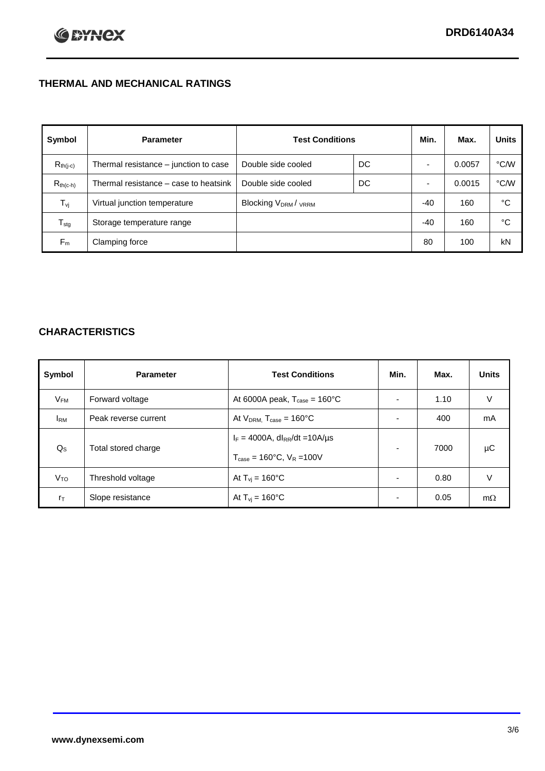## THERMAL AND MECHANICAL RATINGS

| Symbol | Parameter | Test Conditions | | Min. | Max. | Units |
|---|---|---|---|---|---|---|
| $R_{th(j-c)}$ | Thermal resistance – junction to case | Double side cooled | DC | - | 0.0057 | °C/W |
| $R_{th(c-h)}$ | Thermal resistance – case to heatsink | Double side cooled | DC | - | 0.0015 | °C/W |
| $T_{vj}$ | Virtual junction temperature | Blocking $V_{DRM}$ / $V_{RRM}$ | | -40 | 160 | °C |
| $T_{stg}$ | Storage temperature range | | | -40 | 160 | °C |
| $F_m$ | Clamping force | | | 80 | 100 | kN |

## CHARACTERISTICS

| Symbol | Parameter | Test Conditions | Min. | Max. | Units |
|---|---|---|---|---|---|
| $V_{FM}$ | Forward voltage | At 6000A peak, $T_{case}$ = 160°C | - | 1.10 | V |
| $I_{RM}$ | Peak reverse current | At $V_{DRM,}$ $T_{case}$ = 160°C | - | 400 | mA |
| $Q_S$ | Total stored charge | $I_F$ = 4000A, $dI_{RR}/dt$ =10A/µs<br>$T_{case}$ = 160°C, $V_R$ =100V | - | 7000 | µC |
| $V_{TO}$ | Threshold voltage | At $T_{vj}$ = 160°C | - | 0.80 | V |
| $r_T$ | Slope resistance | At $T_{vj}$ = 160°C | - | 0.05 | mΩ |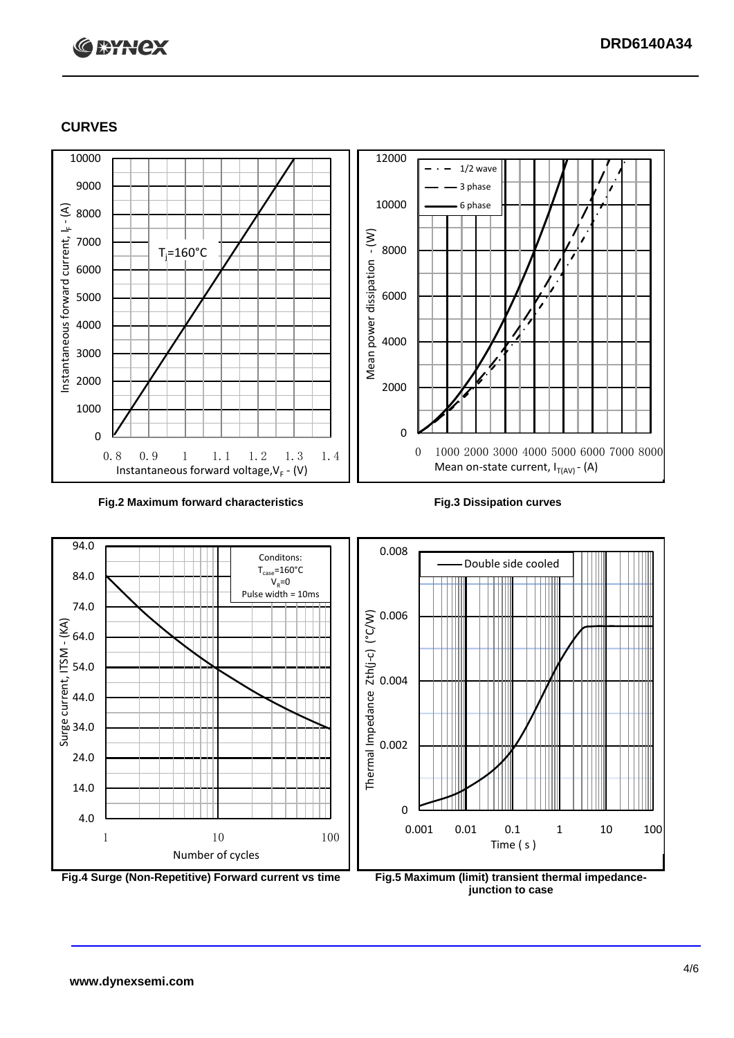## CURVES

10000
9000
8000
7000
6000
5000
4000
3000
2000
1000
0

$T_j$=160°C

0.8 0.9 1 1.1 1.2 1.3 1.4

Instantaneous forward voltage, $V_F$ - (V)

Instantaneous forward current, $I_F$ - (A)

**Fig.2 Maximum forward characteristics**

12000
10000
8000
6000
4000
2000
0

1/2 wave
3 phase
6 phase

0 1000 2000 3000 4000 5000 6000 7000 8000

Mean on-state current, $I_{T(AV)}$ - (A)

Mean power dissipation - (W)

**Fig.3 Dissipation curves**

94.0
84.0
74.0
64.0
54.0
44.0
34.0
24.0
14.0
4.0

Conditons:
$T_{case}$=160°C
$V_R$=0
Pulse width = 10ms

1 10 100

Number of cycles

Surge current, ITSM - (KA)

**Fig.4 Surge (Non-Repetitive) Forward current vs time**

0.008
0.006
0.004
0.002
0

Double side cooled

0.001 0.01 0.1 1 10 100

Time ( s )

Thermal Impedance Zth(j-c) (°C/W)

**Fig.5 Maximum (limit) transient thermal impedance-junction to case**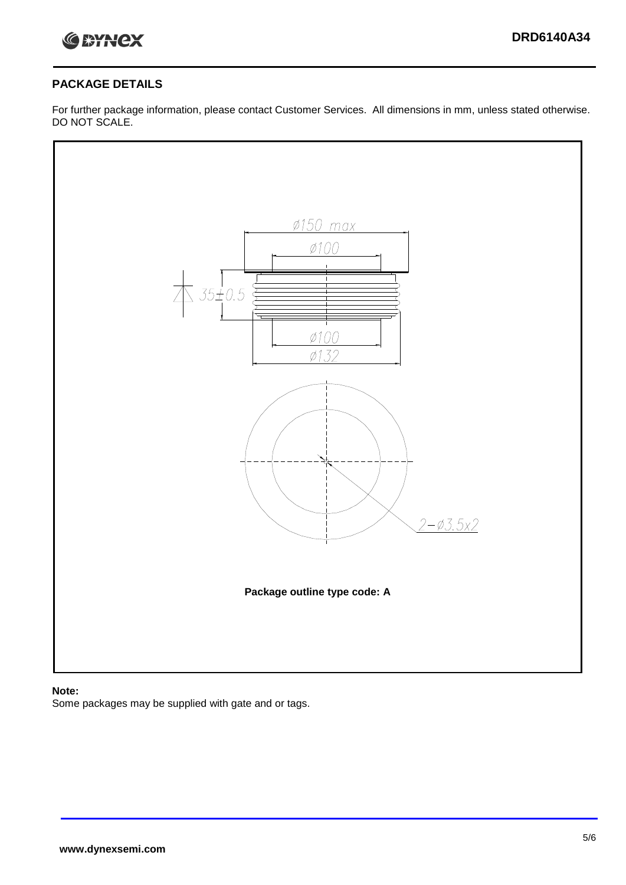## PACKAGE DETAILS

For further package information, please contact Customer Services. All dimensions in mm, unless stated otherwise. DO NOT SCALE.

Ø150 max

Ø100

35±0.5

Ø100

Ø132

2−Ø3.5x2

**Package outline type code: A**

**Note:**

Some packages may be supplied with gate and or tags.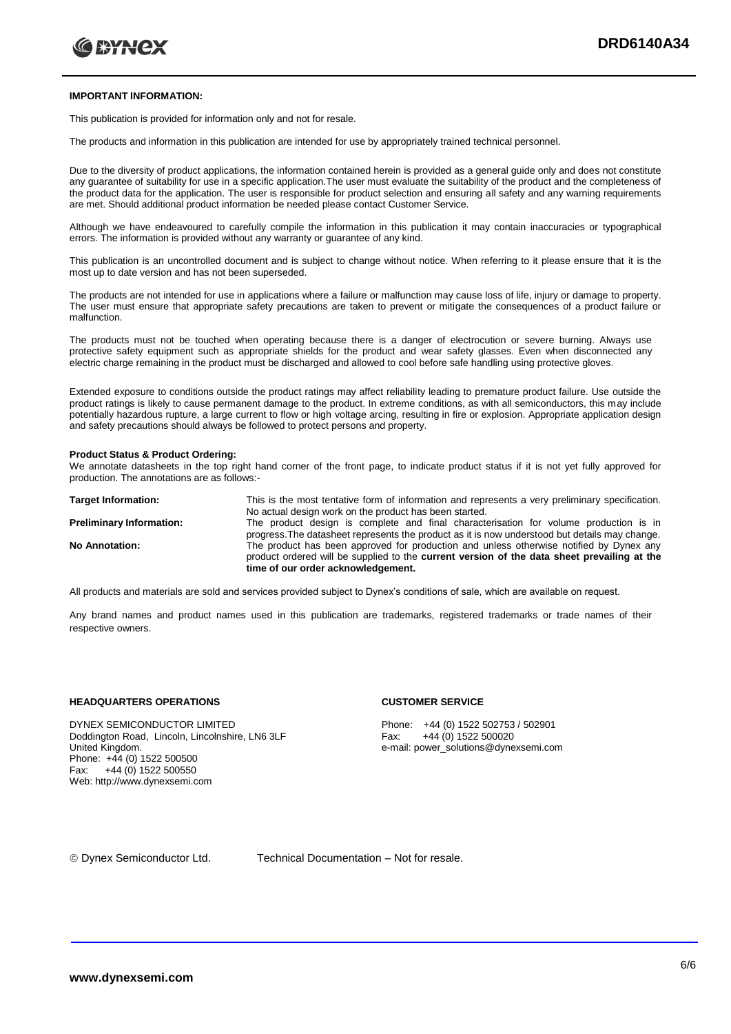**IMPORTANT INFORMATION:**

This publication is provided for information only and not for resale.

The products and information in this publication are intended for use by appropriately trained technical personnel.

Due to the diversity of product applications, the information contained herein is provided as a general guide only and does not constitute any guarantee of suitability for use in a specific application.The user must evaluate the suitability of the product and the completeness of the product data for the application. The user is responsible for product selection and ensuring all safety and any warning requirements are met. Should additional product information be needed please contact Customer Service.

Although we have endeavoured to carefully compile the information in this publication it may contain inaccuracies or typographical errors. The information is provided without any warranty or guarantee of any kind.

This publication is an uncontrolled document and is subject to change without notice. When referring to it please ensure that it is the most up to date version and has not been superseded.

The products are not intended for use in applications where a failure or malfunction may cause loss of life, injury or damage to property. The user must ensure that appropriate safety precautions are taken to prevent or mitigate the consequences of a product failure or malfunction.

The products must not be touched when operating because there is a danger of electrocution or severe burning. Always use protective safety equipment such as appropriate shields for the product and wear safety glasses. Even when disconnected any electric charge remaining in the product must be discharged and allowed to cool before safe handling using protective gloves.

Extended exposure to conditions outside the product ratings may affect reliability leading to premature product failure. Use outside the product ratings is likely to cause permanent damage to the product. In extreme conditions, as with all semiconductors, this may include potentially hazardous rupture, a large current to flow or high voltage arcing, resulting in fire or explosion. Appropriate application design and safety precautions should always be followed to protect persons and property.

**Product Status & Product Ordering:**
We annotate datasheets in the top right hand corner of the front page, to indicate product status if it is not yet fully approved for production. The annotations are as follows:-

| | |
|---|---|
| **Target Information:** | This is the most tentative form of information and represents a very preliminary specification. No actual design work on the product has been started. |
| **Preliminary Information:** | The product design is complete and final characterisation for volume production is in progress.The datasheet represents the product as it is now understood but details may change. |
| **No Annotation:** | The product has been approved for production and unless otherwise notified by Dynex any product ordered will be supplied to the **current version of the data sheet prevailing at the time of our order acknowledgement.** |

All products and materials are sold and services provided subject to Dynex's conditions of sale, which are available on request.

Any brand names and product names used in this publication are trademarks, registered trademarks or trade names of their respective owners.

**HEADQUARTERS OPERATIONS**

DYNEX SEMICONDUCTOR LIMITED
Doddington Road, Lincoln, Lincolnshire, LN6 3LF
United Kingdom.
Phone: +44 (0) 1522 500500
Fax: +44 (0) 1522 500550
Web: http://www.dynexsemi.com

**CUSTOMER SERVICE**

Phone: +44 (0) 1522 502753 / 502901
Fax: +44 (0) 1522 500020
e-mail: power_solutions@dynexsemi.com

© Dynex Semiconductor Ltd. Technical Documentation – Not for resale.